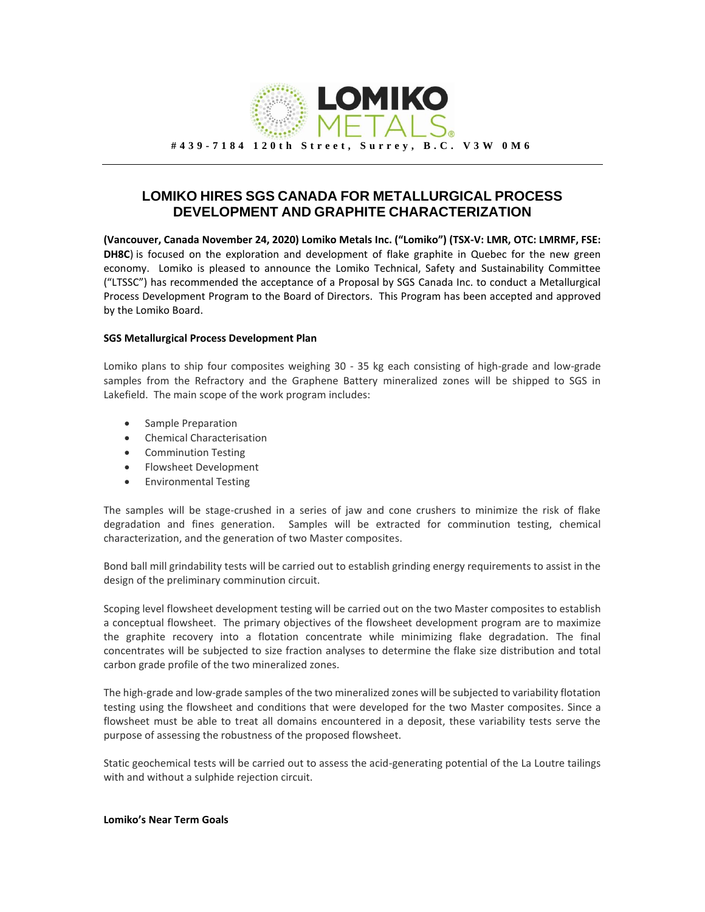**LOMIKO METALS®**

**#439-7184 120th Street, Surrey, B.C. V3W 0M6**

---

# LOMIKO HIRES SGS CANADA FOR METALLURGICAL PROCESS DEVELOPMENT AND GRAPHITE CHARACTERIZATION

**(Vancouver, Canada November 24, 2020) Lomiko Metals Inc. ("Lomiko") (TSX-V: LMR, OTC: LMRMF, FSE: DH8C**) is focused on the exploration and development of flake graphite in Quebec for the new green economy. Lomiko is pleased to announce the Lomiko Technical, Safety and Sustainability Committee ("LTSSC") has recommended the acceptance of a Proposal by SGS Canada Inc. to conduct a Metallurgical Process Development Program to the Board of Directors. This Program has been accepted and approved by the Lomiko Board.

**SGS Metallurgical Process Development Plan**

Lomiko plans to ship four composites weighing 30 - 35 kg each consisting of high-grade and low-grade samples from the Refractory and the Graphene Battery mineralized zones will be shipped to SGS in Lakefield. The main scope of the work program includes:

- Sample Preparation
- Chemical Characterisation
- Comminution Testing
- Flowsheet Development
- Environmental Testing

The samples will be stage-crushed in a series of jaw and cone crushers to minimize the risk of flake degradation and fines generation. Samples will be extracted for comminution testing, chemical characterization, and the generation of two Master composites.

Bond ball mill grindability tests will be carried out to establish grinding energy requirements to assist in the design of the preliminary comminution circuit.

Scoping level flowsheet development testing will be carried out on the two Master composites to establish a conceptual flowsheet. The primary objectives of the flowsheet development program are to maximize the graphite recovery into a flotation concentrate while minimizing flake degradation. The final concentrates will be subjected to size fraction analyses to determine the flake size distribution and total carbon grade profile of the two mineralized zones.

The high-grade and low-grade samples of the two mineralized zones will be subjected to variability flotation testing using the flowsheet and conditions that were developed for the two Master composites. Since a flowsheet must be able to treat all domains encountered in a deposit, these variability tests serve the purpose of assessing the robustness of the proposed flowsheet.

Static geochemical tests will be carried out to assess the acid-generating potential of the La Loutre tailings with and without a sulphide rejection circuit.

**Lomiko's Near Term Goals**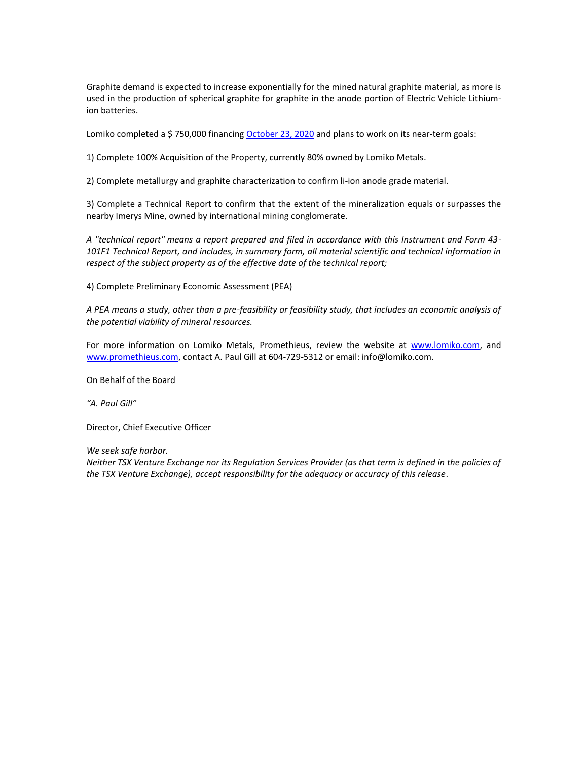Graphite demand is expected to increase exponentially for the mined natural graphite material, as more is used in the production of spherical graphite for graphite in the anode portion of Electric Vehicle Lithium-ion batteries.

Lomiko completed a $ 750,000 financing [October 23, 2020] and plans to work on its near-term goals:

1) Complete 100% Acquisition of the Property, currently 80% owned by Lomiko Metals.

2) Complete metallurgy and graphite characterization to confirm li-ion anode grade material.

3) Complete a Technical Report to confirm that the extent of the mineralization equals or surpasses the nearby Imerys Mine, owned by international mining conglomerate.

*A "technical report" means a report prepared and filed in accordance with this Instrument and Form 43-101F1 Technical Report, and includes, in summary form, all material scientific and technical information in respect of the subject property as of the effective date of the technical report;*

4) Complete Preliminary Economic Assessment (PEA)

*A PEA means a study, other than a pre-feasibility or feasibility study, that includes an economic analysis of the potential viability of mineral resources.*

For more information on Lomiko Metals, Promethieus, review the website at www.lomiko.com, and www.promethieus.com, contact A. Paul Gill at 604-729-5312 or email: info@lomiko.com.

On Behalf of the Board

*"A. Paul Gill"*

Director, Chief Executive Officer

*We seek safe harbor.*
*Neither TSX Venture Exchange nor its Regulation Services Provider (as that term is defined in the policies of the TSX Venture Exchange), accept responsibility for the adequacy or accuracy of this release.*